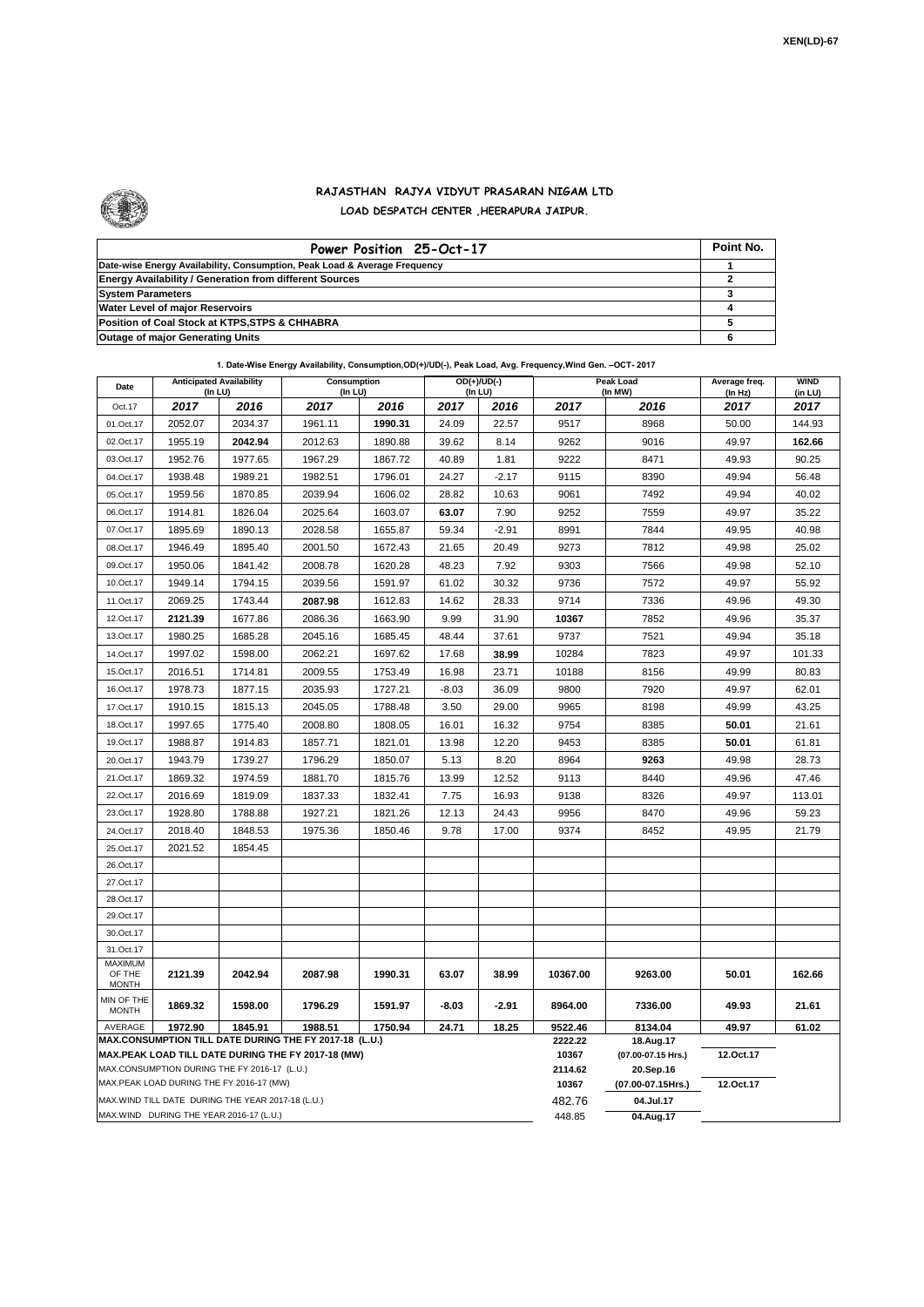XEN(LD)-67

# RAJASTHAN RAJYA VIDYUT PRASARAN NIGAM LTD
## LOAD DESPATCH CENTER ,HEERAPURA JAIPUR.

| Power Position 25-Oct-17 | Point No. |
|---|---|
| Date-wise Energy Availability, Consumption, Peak Load & Average Frequency | 1 |
| Energy Availability / Generation from different Sources | 2 |
| System Parameters | 3 |
| Water Level of major Reservoirs | 4 |
| Position of Coal Stock at KTPS,STPS & CHHABRA | 5 |
| Outage of major Generating Units | 6 |

**1. Date-Wise Energy Availability, Consumption,OD(+)/UD(-), Peak Load, Avg. Frequency,Wind Gen. –OCT- 2017**

| Date | Anticipated Availability (In LU) | | Consumption (In LU) | | OD(+)/UD(-) (In LU) | | Peak Load (In MW) | | Average freq. (In Hz) | WIND (in LU) |
|---|---|---|---|---|---|---|---|---|---|---|
| Oct.17 | 2017 | 2016 | 2017 | 2016 | 2017 | 2016 | 2017 | 2016 | 2017 | 2017 |
| 01.Oct.17 | 2052.07 | 2034.37 | 1961.11 | 1990.31 | 24.09 | 22.57 | 9517 | 8968 | 50.00 | 144.93 |
| 02.Oct.17 | 1955.19 | 2042.94 | 2012.63 | 1890.88 | 39.62 | 8.14 | 9262 | 9016 | 49.97 | 162.66 |
| 03.Oct.17 | 1952.76 | 1977.65 | 1967.29 | 1867.72 | 40.89 | 1.81 | 9222 | 8471 | 49.93 | 90.25 |
| 04.Oct.17 | 1938.48 | 1989.21 | 1982.51 | 1796.01 | 24.27 | -2.17 | 9115 | 8390 | 49.94 | 56.48 |
| 05.Oct.17 | 1959.56 | 1870.85 | 2039.94 | 1606.02 | 28.82 | 10.63 | 9061 | 7492 | 49.94 | 40.02 |
| 06.Oct.17 | 1914.81 | 1826.04 | 2025.64 | 1603.07 | 63.07 | 7.90 | 9252 | 7559 | 49.97 | 35.22 |
| 07.Oct.17 | 1895.69 | 1890.13 | 2028.58 | 1655.87 | 59.34 | -2.91 | 8991 | 7844 | 49.95 | 40.98 |
| 08.Oct.17 | 1946.49 | 1895.40 | 2001.50 | 1672.43 | 21.65 | 20.49 | 9273 | 7812 | 49.98 | 25.02 |
| 09.Oct.17 | 1950.06 | 1841.42 | 2008.78 | 1620.28 | 48.23 | 7.92 | 9303 | 7566 | 49.98 | 52.10 |
| 10.Oct.17 | 1949.14 | 1794.15 | 2039.56 | 1591.97 | 61.02 | 30.32 | 9736 | 7572 | 49.97 | 55.92 |
| 11.Oct.17 | 2069.25 | 1743.44 | 2087.98 | 1612.83 | 14.62 | 28.33 | 9714 | 7336 | 49.96 | 49.30 |
| 12.Oct.17 | 2121.39 | 1677.86 | 2086.36 | 1663.90 | 9.99 | 31.90 | 10367 | 7852 | 49.96 | 35.37 |
| 13.Oct.17 | 1980.25 | 1685.28 | 2045.16 | 1685.45 | 48.44 | 37.61 | 9737 | 7521 | 49.94 | 35.18 |
| 14.Oct.17 | 1997.02 | 1598.00 | 2062.21 | 1697.62 | 17.68 | 38.99 | 10284 | 7823 | 49.97 | 101.33 |
| 15.Oct.17 | 2016.51 | 1714.81 | 2009.55 | 1753.49 | 16.98 | 23.71 | 10188 | 8156 | 49.99 | 80.83 |
| 16.Oct.17 | 1978.73 | 1877.15 | 2035.93 | 1727.21 | -8.03 | 36.09 | 9800 | 7920 | 49.97 | 62.01 |
| 17.Oct.17 | 1910.15 | 1815.13 | 2045.05 | 1788.48 | 3.50 | 29.00 | 9965 | 8198 | 49.99 | 43.25 |
| 18.Oct.17 | 1997.65 | 1775.40 | 2008.80 | 1808.05 | 16.01 | 16.32 | 9754 | 8385 | 50.01 | 21.61 |
| 19.Oct.17 | 1988.87 | 1914.83 | 1857.71 | 1821.01 | 13.98 | 12.20 | 9453 | 8385 | 50.01 | 61.81 |
| 20.Oct.17 | 1943.79 | 1739.27 | 1796.29 | 1850.07 | 5.13 | 8.20 | 8964 | 9263 | 49.98 | 28.73 |
| 21.Oct.17 | 1869.32 | 1974.59 | 1881.70 | 1815.76 | 13.99 | 12.52 | 9113 | 8440 | 49.96 | 47.46 |
| 22.Oct.17 | 2016.69 | 1819.09 | 1837.33 | 1832.41 | 7.75 | 16.93 | 9138 | 8326 | 49.97 | 113.01 |
| 23.Oct.17 | 1928.80 | 1788.88 | 1927.21 | 1821.26 | 12.13 | 24.43 | 9956 | 8470 | 49.96 | 59.23 |
| 24.Oct.17 | 2018.40 | 1848.53 | 1975.36 | 1850.46 | 9.78 | 17.00 | 9374 | 8452 | 49.95 | 21.79 |
| 25.Oct.17 | 2021.52 | 1854.45 | | | | | | | | |
| 26.Oct.17 | | | | | | | | | | |
| 27.Oct.17 | | | | | | | | | | |
| 28.Oct.17 | | | | | | | | | | |
| 29.Oct.17 | | | | | | | | | | |
| 30.Oct.17 | | | | | | | | | | |
| 31.Oct.17 | | | | | | | | | | |
| MAXIMUM OF THE MONTH | 2121.39 | 2042.94 | 2087.98 | 1990.31 | 63.07 | 38.99 | 10367.00 | 9263.00 | 50.01 | 162.66 |
| MIN OF THE MONTH | 1869.32 | 1598.00 | 1796.29 | 1591.97 | -8.03 | -2.91 | 8964.00 | 7336.00 | 49.93 | 21.61 |
| AVERAGE | 1972.90 | 1845.91 | 1988.51 | 1750.94 | 24.71 | 18.25 | 9522.46 | 8134.04 | 49.97 | 61.02 |
| MAX.CONSUMPTION TILL DATE DURING THE FY 2017-18 (L.U.) | | | | | | | 2222.22 | 18.Aug.17 | | |
| MAX.PEAK LOAD TILL DATE DURING THE FY 2017-18 (MW) | | | | | | | 10367 | (07.00-07.15 Hrs.) | 12.Oct.17 | |
| MAX.CONSUMPTION DURING THE FY 2016-17 (L.U.) | | | | | | | 2114.62 | 20.Sep.16 | | |
| MAX.PEAK LOAD DURING THE FY 2016-17 (MW) | | | | | | | 10367 | (07.00-07.15Hrs.) | 12.Oct.17 | |
| MAX.WIND TILL DATE DURING THE YEAR 2017-18 (L.U.) | | | | | | | 482.76 | 04.Jul.17 | | |
| MAX.WIND DURING THE YEAR 2016-17 (L.U.) | | | | | | | 448.85 | 04.Aug.17 | | |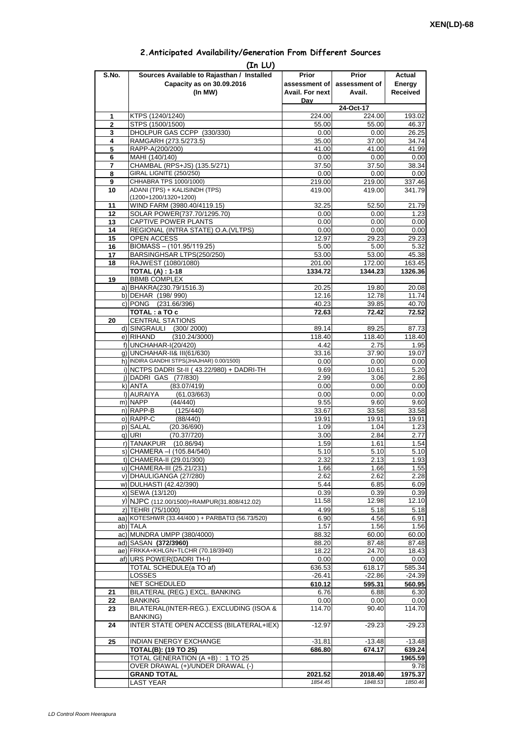XEN(LD)-68

## 2.Anticipated Availability/Generation From Different Sources

(In LU)

| S.No. | Sources Available to Rajasthan / Installed Capacity as on 30.09.2016 (In MW) | Prior assessment of Avail. For next Day | Prior assessment of Avail. | Actual Energy Received |
|---|---|---|---|---|
| | | | 24-Oct-17 | |
| 1 | KTPS (1240/1240) | 224.00 | 224.00 | 193.02 |
| 2 | STPS (1500/1500) | 55.00 | 55.00 | 46.37 |
| 3 | DHOLPUR GAS CCPP (330/330) | 0.00 | 0.00 | 26.25 |
| 4 | RAMGARH (273.5/273.5) | 35.00 | 37.00 | 34.74 |
| 5 | RAPP-A(200/200) | 41.00 | 41.00 | 41.99 |
| 6 | MAHI (140/140) | 0.00 | 0.00 | 0.00 |
| 7 | CHAMBAL (RPS+JS) (135.5/271) | 37.50 | 37.50 | 38.34 |
| 8 | GIRAL LIGNITE (250/250) | 0.00 | 0.00 | 0.00 |
| 9 | CHHABRA TPS 1000/1000) | 219.00 | 219.00 | 337.46 |
| 10 | ADANI (TPS) + KALISINDH (TPS) (1200+1200/1320+1200) | 419.00 | 419.00 | 341.79 |
| 11 | WIND FARM (3980.40/4119.15) | 32.25 | 52.50 | 21.79 |
| 12 | SOLAR POWER(737.70/1295.70) | 0.00 | 0.00 | 1.23 |
| 13 | CAPTIVE POWER PLANTS | 0.00 | 0.00 | 0.00 |
| 14 | REGIONAL (INTRA STATE) O.A.(VLTPS) | 0.00 | 0.00 | 0.00 |
| 15 | OPEN ACCESS | 12.97 | 29.23 | 29.23 |
| 16 | BIOMASS – (101.95/119.25) | 5.00 | 5.00 | 5.32 |
| 17 | BARSINGHSAR LTPS(250/250) | 53.00 | 53.00 | 45.38 |
| 18 | RAJWEST (1080/1080) | 201.00 | 172.00 | 163.45 |
| | **TOTAL (A) : 1-18** | **1334.72** | **1344.23** | **1326.36** |
| 19 | BBMB COMPLEX | | | |
| | a) BHAKRA(230.79/1516.3) | 20.25 | 19.80 | 20.08 |
| | b) DEHAR (198/ 990) | 12.16 | 12.78 | 11.74 |
| | c) PONG (231.66/396) | 40.23 | 39.85 | 40.70 |
| | **TOTAL : a TO c** | **72.63** | **72.42** | **72.52** |
| 20 | CENTRAL STATIONS | | | |
| | d) SINGRAULI (300/ 2000) | 89.14 | 89.25 | 87.73 |
| | e) RIHAND (310.24/3000) | 118.40 | 118.40 | 118.40 |
| | f) UNCHAHAR-I(20/420) | 4.42 | 2.75 | 1.95 |
| | g) UNCHAHAR-II& III(61/630) | 33.16 | 37.90 | 19.07 |
| | h) INDIRA GANDHI STPS(JHAJHAR) 0.00/1500) | 0.00 | 0.00 | 0.00 |
| | i) NCTPS DADRI St-II ( 43.22/980) + DADRI-TH | 9.69 | 10.61 | 5.20 |
| | j) DADRI GAS (77/830) | 2.99 | 3.06 | 2.86 |
| | k) ANTA (83.07/419) | 0.00 | 0.00 | 0.00 |
| | l) AURAIYA (61.03/663) | 0.00 | 0.00 | 0.00 |
| | m) NAPP (44/440) | 9.55 | 9.60 | 9.60 |
| | n) RAPP-B (125/440) | 33.67 | 33.58 | 33.58 |
| | o) RAPP-C (88/440) | 19.91 | 19.91 | 19.91 |
| | p) SALAL (20.36/690) | 1.09 | 1.04 | 1.23 |
| | q) URI (70.37/720) | 3.00 | 2.84 | 2.77 |
| | r) TANAKPUR (10.86/94) | 1.59 | 1.61 | 1.54 |
| | s) CHAMERA –I (105.84/540) | 5.10 | 5.10 | 5.10 |
| | t) CHAMERA-II (29.01/300) | 2.32 | 2.13 | 1.93 |
| | u) CHAMERA-III (25.21/231) | 1.66 | 1.66 | 1.55 |
| | v) DHAULIGANGA (27/280) | 2.62 | 2.62 | 2.28 |
| | w) DULHASTI (42.42/390) | 5.44 | 6.85 | 6.09 |
| | x) SEWA (13/120) | 0.39 | 0.39 | 0.39 |
| | y) NJPC (112.00/1500)+RAMPUR(31.808/412.02) | 11.58 | 12.98 | 12.10 |
| | z) TEHRI (75/1000) | 4.99 | 5.18 | 5.18 |
| | aa) KOTESHWR (33.44/400 ) + PARBATI3 (56.73/520) | 6.90 | 4.56 | 6.91 |
| | ab) TALA | 1.57 | 1.56 | 1.56 |
| | ac) MUNDRA UMPP (380/4000) | 88.32 | 60.00 | 60.00 |
| | ad) SASAN **(372/3960)** | 88.20 | 87.48 | 87.48 |
| | ae) FRKKA+KHLGN+TLCHR (70.18/3940) | 18.22 | 24.70 | 18.43 |
| | af) URS POWER(DADRI TH-I) | 0.00 | 0.00 | 0.00 |
| | TOTAL SCHEDULE(a TO af) | 636.53 | 618.17 | 585.34 |
| | LOSSES | -26.41 | -22.86 | -24.39 |
| | NET SCHEDULED | **610.12** | **595.31** | **560.95** |
| 21 | BILATERAL (REG.) EXCL. BANKING | 6.76 | 6.88 | 6.30 |
| 22 | BANKING | 0.00 | 0.00 | 0.00 |
| 23 | BILATERAL(INTER-REG.). EXCLUDING (ISOA & BANKING) | 114.70 | 90.40 | 114.70 |
| 24 | INTER STATE OPEN ACCESS (BILATERAL+IEX) | -12.97 | -29.23 | -29.23 |
| 25 | INDIAN ENERGY EXCHANGE | -31.81 | -13.48 | -13.48 |
| | **TOTAL(B): (19 TO 25)** | **686.80** | **674.17** | **639.24** |
| | TOTAL GENERATION (A +B) : 1 TO 25 | | | **1965.59** |
| | OVER DRAWAL (+)/UNDER DRAWAL (-) | | | 9.78 |
| | **GRAND TOTAL** | **2021.52** | **2018.40** | **1975.37** |
| | LAST YEAR | *1854.45* | *1848.53* | *1850.46* |

*LD Control Room Heerapura*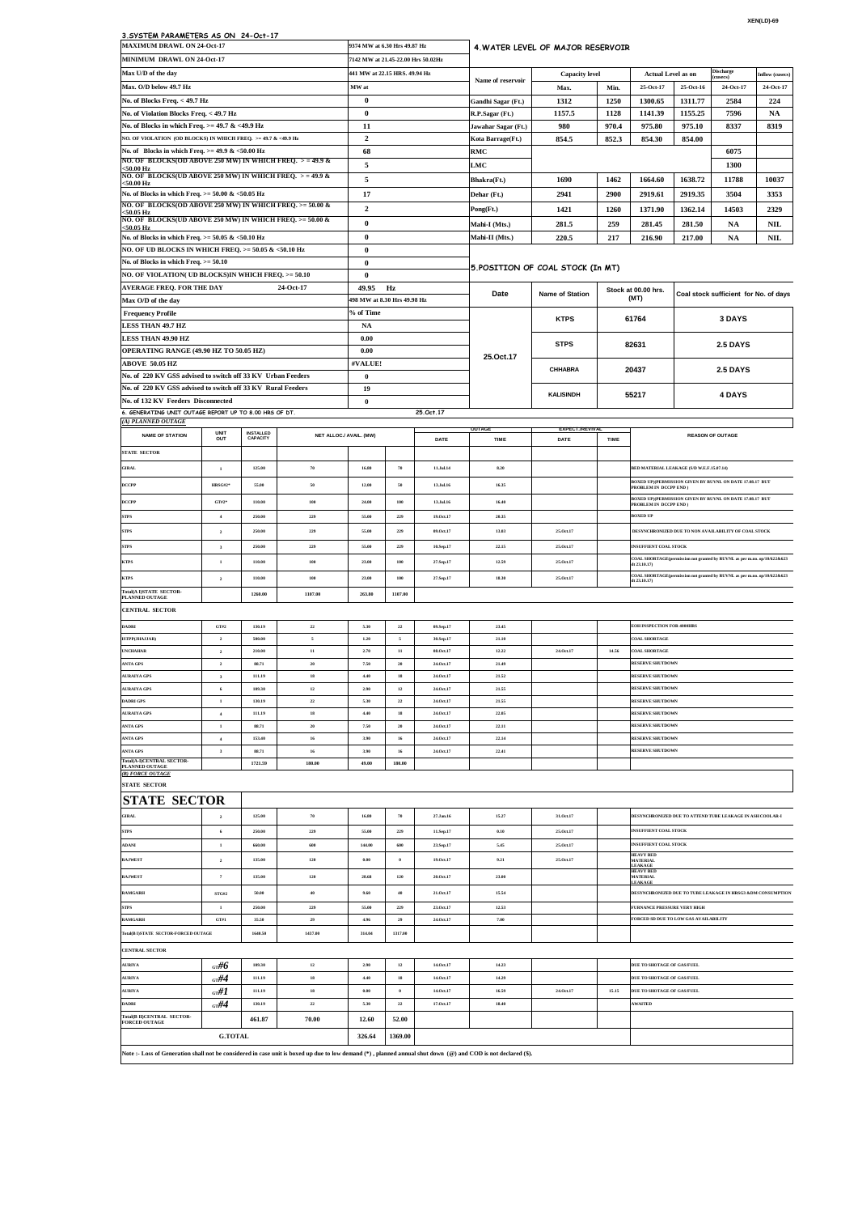XEN(LD)-69

## 3.SYSTEM PARAMETERS AS ON 24-Oct-17

| | | |
|---|---|---|
| MAXIMUM DRAWL ON 24-Oct-17 | | 9374 MW at 6.30 Hrs 49.87 Hz |
| MINIMUM DRAWL ON 24-Oct-17 | | 7142 MW at 21.45-22.00 Hrs 50.02Hz |
| Max U/D of the day | | 441 MW at 22.15 HRS. 49.94 Hz |
| Max. O/D below 49.7 Hz | | MW at |
| No. of Blocks Freq. < 49.7 Hz | | 0 |
| No. of Violation Blocks Freq. < 49.7 Hz | | 0 |
| No. of Blocks in which Freq. >= 49.7 & <49.9 Hz | | 11 |
| NO. OF VIOLATION (OD BLOCKS) IN WHICH FREQ. >= 49.7 & <49.9 Hz | | 2 |
| No. of Blocks in which Freq. >= 49.9 & <50.00 Hz | | 68 |
| NO. OF BLOCKS(OD ABOVE 250 MW) IN WHICH FREQ. > = 49.9 & <50.00 Hz | | 5 |
| NO. OF BLOCKS(UD ABOVE 250 MW) IN WHICH FREQ. > = 49.9 & <50.00 Hz | | 5 |
| No. of Blocks in which Freq. >= 50.00 & <50.05 Hz | | 17 |
| NO. OF BLOCKS(OD ABOVE 250 MW) IN WHICH FREQ. >= 50.00 & <50.05 Hz | | 2 |
| NO. OF BLOCKS(UD ABOVE 250 MW) IN WHICH FREQ. >= 50.00 & <50.05 Hz | | 0 |
| No. of Blocks in which Freq. >= 50.05 & <50.10 Hz | | 0 |
| NO. OF UD BLOCKS IN WHICH FREQ. >= 50.05 & <50.10 Hz | | 0 |
| No. of Blocks in which Freq. >= 50.10 | | 0 |
| NO. OF VIOLATION( UD BLOCKS)IN WHICH FREQ. >= 50.10 | | 0 |
| AVERAGE FREQ. FOR THE DAY | 24-Oct-17 | 49.95 Hz |
| Max O/D of the day | | 498 MW at 8.30 Hrs 49.98 Hz |
| Frequency Profile | | % of Time |
| LESS THAN 49.7 HZ | | NA |
| LESS THAN 49.90 HZ | | 0.00 |
| OPERATING RANGE (49.90 HZ TO 50.05 HZ) | | 0.00 |
| ABOVE 50.05 HZ | | #VALUE! |
| No. of 220 KV GSS advised to switch off 33 KV Urban Feeders | | 0 |
| No. of 220 KV GSS advised to switch off 33 KV Rural Feeders | | 19 |
| No. of 132 KV Feeders Disconnected | | 0 |

## 4.WATER LEVEL OF MAJOR RESERVOIR

| Name of reservoir | Capacity level Max. | Capacity level Min. | Actual Level as on 25-Oct-17 | Actual Level as on 25-Oct-16 | Discharge (cusecs) 24-Oct-17 | Inflow (cusecs) 24-Oct-17 |
|---|---|---|---|---|---|---|
| Gandhi Sagar (Ft.) | 1312 | 1250 | 1300.65 | 1311.77 | 2584 | 224 |
| R.P.Sagar (Ft.) | 1157.5 | 1128 | 1141.39 | 1155.25 | 7596 | NA |
| Jawahar Sagar (Ft.) | 980 | 970.4 | 975.80 | 975.10 | 8337 | 8319 |
| Kota Barrage(Ft.) | 854.5 | 852.3 | 854.30 | 854.00 | | |
| RMC | | | | | 6075 | |
| LMC | | | | | 1300 | |
| Bhakra(Ft.) | 1690 | 1462 | 1664.60 | 1638.72 | 11788 | 10037 |
| Dehar (Ft.) | 2941 | 2900 | 2919.61 | 2919.35 | 3504 | 3353 |
| Pong(Ft.) | 1421 | 1260 | 1371.90 | 1362.14 | 14503 | 2329 |
| Mahi-I (Mts.) | 281.5 | 259 | 281.45 | 281.50 | NA | NIL |
| Mahi-II (Mts.) | 220.5 | 217 | 216.90 | 217.00 | NA | NIL |

## 5.POSITION OF COAL STOCK (In MT)

| Date | Name of Station | Stock at 00.00 hrs. (MT) | Coal stock sufficient for No. of days |
|---|---|---|---|
| 25.Oct.17 | KTPS | 61764 | 3 DAYS |
| | STPS | 82631 | 2.5 DAYS |
| | CHHABRA | 20437 | 2.5 DAYS |
| | KALISINDH | 55217 | 4 DAYS |

## 6. GENERATING UNIT OUTAGE REPORT UP TO 8.00 HRS OF DT. 25.Oct.17

### (A) PLANNED OUTAGE

| NAME OF STATION | UNIT OUT | INSTALLED CAPACITY | NET ALLOC./ AVAIL. (MW) | | | OUTAGE DATE | OUTAGE TIME | EXPECT./REVIVAL DATE | TIME | REASON OF OUTAGE |
|---|---|---|---|---|---|---|---|---|---|---|
| STATE SECTOR | | | | | | | | | | |
| GIRAL | 1 | 125.00 | 70 | 16.80 | 70 | 11.Jul.14 | 8.20 | | | BED MATERIAL LEAKAGE (S/D W.E.F.15.07.14) |
| DCCPP | HRSG#2* | 55.00 | 50 | 12.00 | 50 | 13.Jul.16 | 16.35 | | | BOXED UP(PERMISSION GIVEN BY RUVNL ON DATE 17.08.17 BUT PROBLEM IN DCCPP END ) |
| DCCPP | GT#2* | 110.00 | 100 | 24.00 | 100 | 13.Jul.16 | 16.40 | | | BOXED UP(PERMISSION GIVEN BY RUVNL ON DATE 17.08.17 BUT PROBLEM IN DCCPP END ) |
| STPS | 4 | 250.00 | 229 | 55.00 | 229 | 19.Oct.17 | 20.35 | | | BOXED UP |
| STPS | 2 | 250.00 | 229 | 55.00 | 229 | 09.Oct.17 | 13.03 | 25.Oct.17 | | DESYNCHRONIZED DUE TO NON AVAILABILITY OF COAL STOCK |
| STPS | 3 | 250.00 | 229 | 55.00 | 229 | 10.Sep.17 | 22.15 | 25.Oct.17 | | INSUFFIENT COAL STOCK |
| KTPS | 1 | 110.00 | 100 | 23.00 | 100 | 27.Sep.17 | 12.59 | 25.Oct.17 | | COAL SHORTAGE(permission not granted by RUVNL as per m.no. sp/10/622&623 dt 23.10.17) |
| KTPS | 2 | 110.00 | 100 | 23.00 | 100 | 27.Sep.17 | 18.30 | 25.Oct.17 | | COAL SHORTAGE(permission not granted by RUVNL as per m.no. sp/10/622&623 dt 23.10.17) |
| Total(A I)STATE SECTOR-PLANNED OUTAGE | | 1260.00 | 1107.00 | 263.80 | 1107.00 | | | | | |
| CENTRAL SECTOR | | | | | | | | | | |
| DADRI | GT#2 | 130.19 | 22 | 5.30 | 22 | 09.Sep.17 | 23.45 | | | EOH INSPECTION FOR 4000HRS |
| ISTPP(JHAJJAR) | 2 | 500.00 | 5 | 1.20 | 5 | 30.Sep.17 | 21.10 | | | COAL SHORTAGE |
| UNCHAHAR | 2 | 210.00 | 11 | 2.70 | 11 | 08.Oct.17 | 12.22 | 24.Oct.17 | 14.56 | COAL SHORTAGE |
| ANTA GPS | 2 | 88.71 | 20 | 7.50 | 20 | 24.Oct.17 | 21.49 | | | RESERVE SHUTDOWN |
| AURAIYA GPS | 3 | 111.19 | 18 | 4.40 | 18 | 24.Oct.17 | 21.52 | | | RESERVE SHUTDOWN |
| AURAIYA GPS | 6 | 109.30 | 12 | 2.90 | 12 | 24.Oct.17 | 21.55 | | | RESERVE SHUTDOWN |
| DADRI GPS | 1 | 130.19 | 22 | 5.30 | 22 | 24.Oct.17 | 21.55 | | | RESERVE SHUTDOWN |
| AURAIYA GPS | 4 | 111.19 | 18 | 4.40 | 18 | 24.Oct.17 | 22.05 | | | RESERVE SHUTDOWN |
| ANTA GPS | 1 | 88.71 | 20 | 7.50 | 20 | 24.Oct.17 | 22.11 | | | RESERVE SHUTDOWN |
| ANTA GPS | 4 | 153.00 | 16 | 3.90 | 16 | 24.Oct.17 | 22.14 | | | RESERVE SHUTDOWN |
| ANTA GPS | 3 | 88.71 | 16 | 3.90 | 16 | 24.Oct.17 | 22.41 | | | RESERVE SHUTDOWN |
| Total(A-I)CENTRAL SECTOR-PLANNED OUTAGE | | 1721.59 | 180.00 | 49.00 | 180.00 | | | | | |

### (B) FORCE OUTAGE

| NAME OF STATION | UNIT OUT | INSTALLED CAPACITY | NET ALLOC./ AVAIL. (MW) | | | OUTAGE DATE | OUTAGE TIME | EXPECT./REVIVAL DATE | TIME | REASON OF OUTAGE |
|---|---|---|---|---|---|---|---|---|---|---|
| STATE SECTOR | | | | | | | | | | |
| GIRAL | 2 | 125.00 | 70 | 16.80 | 70 | 27.Jan.16 | 15.27 | 31.Oct.17 | | DESYNCHRONIZED DUE TO ATTEND TUBE LEAKAGE IN ASH COOLAR-I |
| STPS | 6 | 250.00 | 229 | 55.00 | 229 | 11.Sep.17 | 0.10 | 25.Oct.17 | | INSUFFIENT COAL STOCK |
| ADANI | 1 | 660.00 | 600 | 144.00 | 600 | 23.Sep.17 | 5.45 | 25.Oct.17 | | INSUFFIENT COAL STOCK |
| RAJWEST | 2 | 135.00 | 120 | 0.00 | 0 | 19.Oct.17 | 9.21 | 25.Oct.17 | | HEAVY BED MATERIAL LEAKAGE |
| RAJWEST | 7 | 135.00 | 120 | 28.68 | 120 | 20.Oct.17 | 23.00 | | | HEAVY BED MATERIAL LEAKAGE |
| RAMGARH | STG#2 | 50.00 | 40 | 9.60 | 40 | 21.Oct.17 | 15.54 | | | DESYNCHRONIZED DUE TO TUBE LEAKAGE IN HRSG1 &DM CONSUMPTION |
| STPS | 1 | 250.00 | 229 | 55.00 | 229 | 23.Oct.17 | 12.53 | | | FURNANCE PRESSURE VERY HIGH |
| RAMGARH | GT#1 | 35.50 | 29 | 4.96 | 29 | 24.Oct.17 | 7.00 | | | FORCED SD DUE TO LOW GAS AVAILABILITY |
| Total(B I)STATE SECTOR-FORCED OUTAGE | | 1640.50 | 1437.00 | 314.04 | 1317.00 | | | | | |
| CENTRAL SECTOR | | | | | | | | | | |
| AURIYA | GT#6 | 109.30 | 12 | 2.90 | 12 | 14.Oct.17 | 14.23 | | | DUE TO SHOTAGE OF GAS/FUEL |
| AURIYA | GT#4 | 111.19 | 18 | 4.40 | 18 | 14.Oct.17 | 14.29 | | | DUE TO SHOTAGE OF GAS/FUEL |
| AURIYA | GT#1 | 111.19 | 18 | 0.00 | 0 | 14.Oct.17 | 16.59 | 24.Oct.17 | 15.15 | DUE TO SHOTAGE OF GAS/FUEL |
| DADRI | GT#4 | 130.19 | 22 | 5.30 | 22 | 17.Oct.17 | 18.40 | | | AWAITED |
| Total(B II)CENTRAL SECTOR-FORCED OUTAGE | | 461.87 | 70.00 | 12.60 | 52.00 | | | | | |
| G.TOTAL | | | | 326.64 | 1369.00 | | | | | |

Note :- Loss of Generation shall not be considered in case unit is boxed up due to low demand (*) , planned annual shut down (@) and COD is not declared ($).